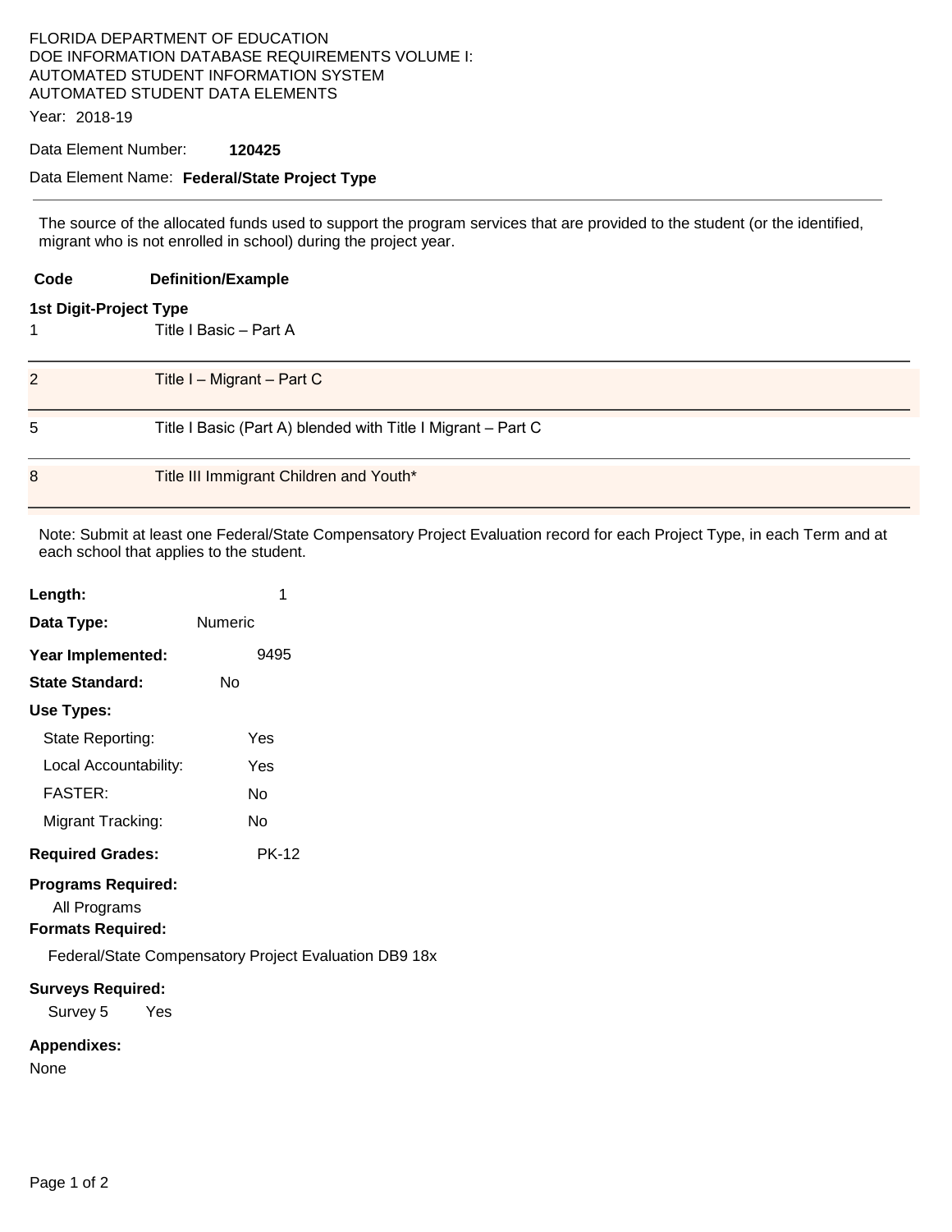FLORIDA DEPARTMENT OF EDUCATION
DOE INFORMATION DATABASE REQUIREMENTS VOLUME I:
AUTOMATED STUDENT INFORMATION SYSTEM
AUTOMATED STUDENT DATA ELEMENTS

Year: 2018-19

Data Element Number: **120425**

Data Element Name: **Federal/State Project Type**

---

The source of the allocated funds used to support the program services that are provided to the student (or the identified, migrant who is not enrolled in school) during the project year.

| Code | Definition/Example |
|---|---|
| **1st Digit-Project Type** | |
| 1 | Title I Basic – Part A |
| 2 | Title I – Migrant – Part C |
| 5 | Title I Basic (Part A) blended with Title I Migrant – Part C |
| 8 | Title III Immigrant Children and Youth* |

Note: Submit at least one Federal/State Compensatory Project Evaluation record for each Project Type, in each Term and at each school that applies to the student.

**Length:** 1

**Data Type:** Numeric

**Year Implemented:** 9495

**State Standard:** No

**Use Types:**

- State Reporting: Yes
- Local Accountability: Yes
- FASTER: No
- Migrant Tracking: No

**Required Grades:** PK-12

**Programs Required:**

All Programs

**Formats Required:**

Federal/State Compensatory Project Evaluation DB9 18x

**Surveys Required:**

Survey 5 Yes

**Appendixes:**

None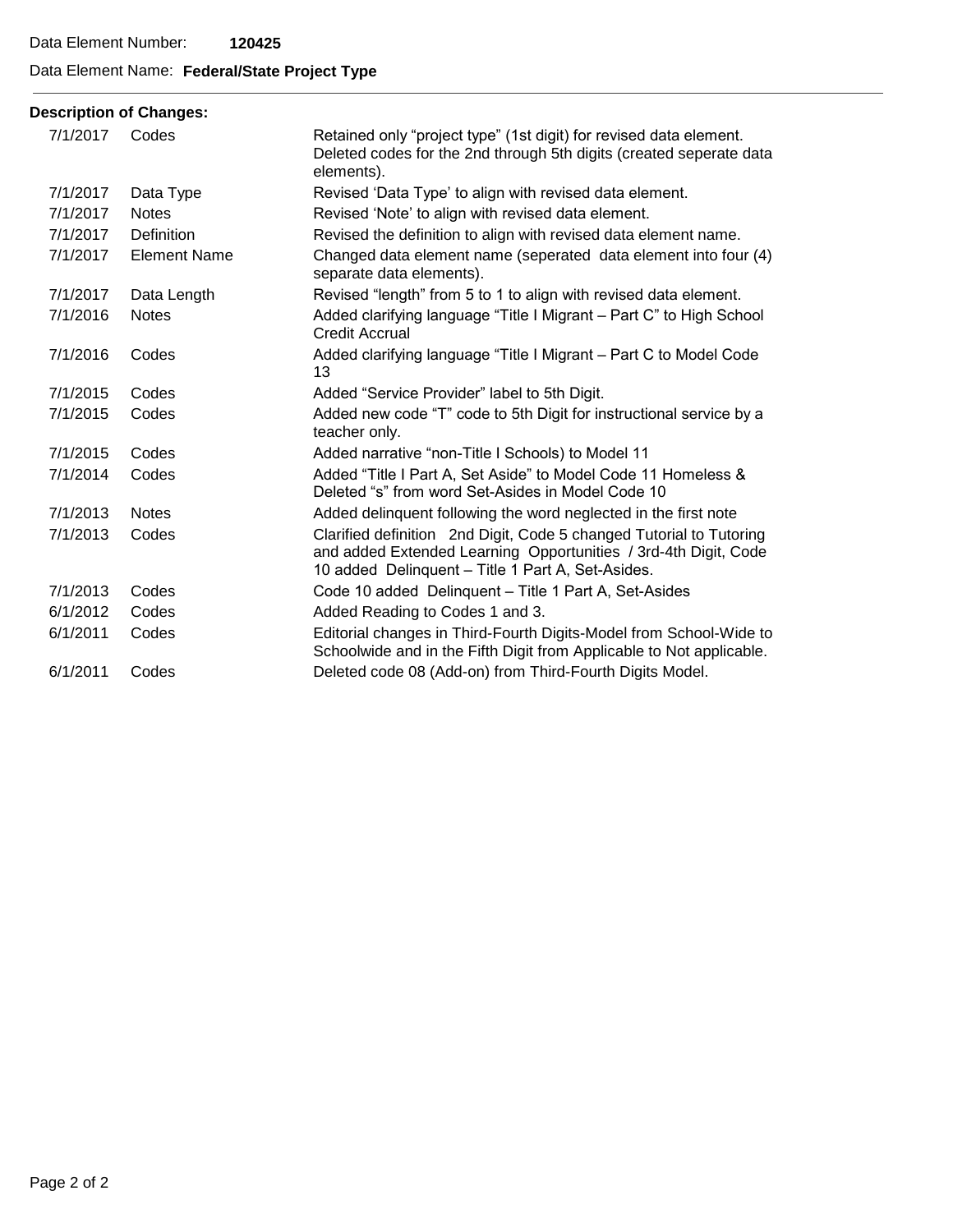Data Element Number: **120425**

Data Element Name: **Federal/State Project Type**

**Description of Changes:**

| | | |
|---|---|---|
| 7/1/2017 | Codes | Retained only "project type" (1st digit) for revised data element. Deleted codes for the 2nd through 5th digits (created seperate data elements). |
| 7/1/2017 | Data Type | Revised 'Data Type' to align with revised data element. |
| 7/1/2017 | Notes | Revised 'Note' to align with revised data element. |
| 7/1/2017 | Definition | Revised the definition to align with revised data element name. |
| 7/1/2017 | Element Name | Changed data element name (seperated data element into four (4) separate data elements). |
| 7/1/2017 | Data Length | Revised "length" from 5 to 1 to align with revised data element. |
| 7/1/2016 | Notes | Added clarifying language "Title I Migrant – Part C" to High School Credit Accrual |
| 7/1/2016 | Codes | Added clarifying language "Title I Migrant – Part C to Model Code 13 |
| 7/1/2015 | Codes | Added "Service Provider" label to 5th Digit. |
| 7/1/2015 | Codes | Added new code "T" code to 5th Digit for instructional service by a teacher only. |
| 7/1/2015 | Codes | Added narrative "non-Title I Schools) to Model 11 |
| 7/1/2014 | Codes | Added "Title I Part A, Set Aside" to Model Code 11 Homeless & Deleted "s" from word Set-Asides in Model Code 10 |
| 7/1/2013 | Notes | Added delinquent following the word neglected in the first note |
| 7/1/2013 | Codes | Clarified definition 2nd Digit, Code 5 changed Tutorial to Tutoring and added Extended Learning Opportunities / 3rd-4th Digit, Code 10 added Delinquent – Title 1 Part A, Set-Asides. |
| 7/1/2013 | Codes | Code 10 added Delinquent – Title 1 Part A, Set-Asides |
| 6/1/2012 | Codes | Added Reading to Codes 1 and 3. |
| 6/1/2011 | Codes | Editorial changes in Third-Fourth Digits-Model from School-Wide to Schoolwide and in the Fifth Digit from Applicable to Not applicable. |
| 6/1/2011 | Codes | Deleted code 08 (Add-on) from Third-Fourth Digits Model. |